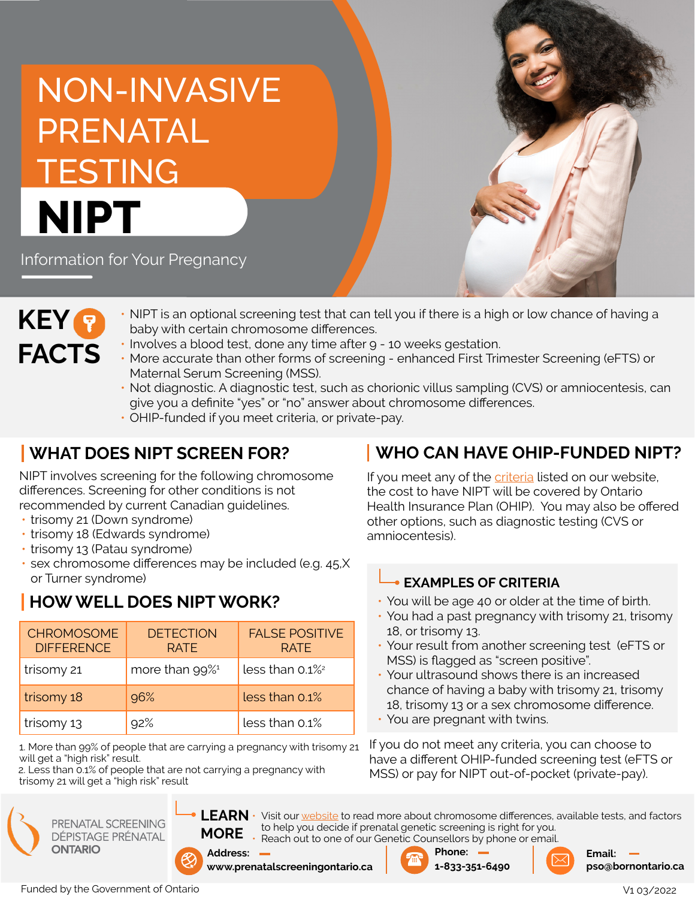# NON-INVASIVE PRENATAL TESTING

# NIPT

Information for Your Pregnancy

## KEY FACTS

- NIPT is an optional screening test that can tell you if there is a high or low chance of having a baby with certain chromosome differences.
- Involves a blood test, done any time after 9 - 10 weeks gestation.
- More accurate than other forms of screening - enhanced First Trimester Screening (eFTS) or Maternal Serum Screening (MSS).
- Not diagnostic. A diagnostic test, such as chorionic villus sampling (CVS) or amniocentesis, can give you a definite "yes" or "no" answer about chromosome differences.
- OHIP-funded if you meet criteria, or private-pay.

## WHAT DOES NIPT SCREEN FOR?

NIPT involves screening for the following chromosome differences. Screening for other conditions is not recommended by current Canadian guidelines.

- trisomy 21 (Down syndrome)
- trisomy 18 (Edwards syndrome)
- trisomy 13 (Patau syndrome)
- sex chromosome differences may be included (e.g. 45,X or Turner syndrome)

## HOW WELL DOES NIPT WORK?

| CHROMOSOME DIFFERENCE | DETECTION RATE | FALSE POSITIVE RATE |
|---|---|---|
| trisomy 21 | more than 99%[1] | less than 0.1%[2] |
| trisomy 18 | 96% | less than 0.1% |
| trisomy 13 | 92% | less than 0.1% |

1. More than 99% of people that are carrying a pregnancy with trisomy 21 will get a "high risk" result.
2. Less than 0.1% of people that are not carrying a pregnancy with trisomy 21 will get a "high risk" result

## WHO CAN HAVE OHIP-FUNDED NIPT?

If you meet any of the criteria listed on our website, the cost to have NIPT will be covered by Ontario Health Insurance Plan (OHIP). You may also be offered other options, such as diagnostic testing (CVS or amniocentesis).

### EXAMPLES OF CRITERIA

- You will be age 40 or older at the time of birth.
- You had a past pregnancy with trisomy 21, trisomy 18, or trisomy 13.
- Your result from another screening test (eFTS or MSS) is flagged as "screen positive".
- Your ultrasound shows there is an increased chance of having a baby with trisomy 21, trisomy 18, trisomy 13 or a sex chromosome difference.
- You are pregnant with twins.

If you do not meet any criteria, you can choose to have a different OHIP-funded screening test (eFTS or MSS) or pay for NIPT out-of-pocket (private-pay).

PRENATAL SCREENING
DÉPISTAGE PRÉNATAL
ONTARIO

## LEARN MORE

- Visit our website to read more about chromosome differences, available tests, and factors to help you decide if prenatal genetic screening is right for you.
- Reach out to one of our Genetic Counsellors by phone or email.

**Address:** **www.prenatalscreeningontario.ca**

**Phone:** **1-833-351-6490**

**Email:** **pso@bornontario.ca**

Funded by the Government of Ontario

V1 03/2022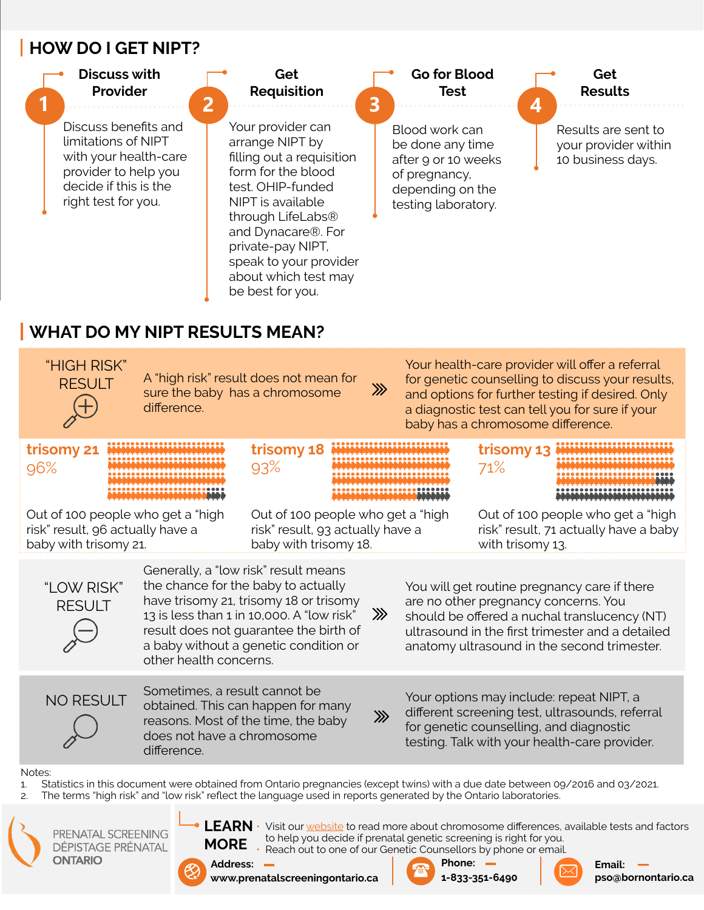## HOW DO I GET NIPT?

### 1 Discuss with Provider

Discuss benefits and limitations of NIPT with your health-care provider to help you decide if this is the right test for you.

### 2 Get Requisition

Your provider can arrange NIPT by filling out a requisition form for the blood test. OHIP-funded NIPT is available through LifeLabs® and Dynacare®. For private-pay NIPT, speak to your provider about which test may be best for you.

### 3 Go for Blood Test

Blood work can be done any time after 9 or 10 weeks of pregnancy, depending on the testing laboratory.

### 4 Get Results

Results are sent to your provider within 10 business days.

## WHAT DO MY NIPT RESULTS MEAN?

### "HIGH RISK" RESULT

A "high risk" result does not mean for sure the baby has a chromosome difference.

»» Your health-care provider will offer a referral for genetic counselling to discuss your results, and options for further testing if desired. Only a diagnostic test can tell you for sure if your baby has a chromosome difference.

**trisomy 21** 96%

Out of 100 people who get a "high risk" result, 96 actually have a baby with trisomy 21.

**trisomy 18** 93%

Out of 100 people who get a "high risk" result, 93 actually have a baby with trisomy 18.

**trisomy 13** 71%

Out of 100 people who get a "high risk" result, 71 actually have a baby with trisomy 13.

### "LOW RISK" RESULT

Generally, a "low risk" result means the chance for the baby to actually have trisomy 21, trisomy 18 or trisomy 13 is less than 1 in 10,000. A "low risk" result does not guarantee the birth of a baby without a genetic condition or other health concerns.

»» You will get routine pregnancy care if there are no other pregnancy concerns. You should be offered a nuchal translucency (NT) ultrasound in the first trimester and a detailed anatomy ultrasound in the second trimester.

### NO RESULT

Sometimes, a result cannot be obtained. This can happen for many reasons. Most of the time, the baby does not have a chromosome difference.

»» Your options may include: repeat NIPT, a different screening test, ultrasounds, referral for genetic counselling, and diagnostic testing. Talk with your health-care provider.

Notes:

1. Statistics in this document were obtained from Ontario pregnancies (except twins) with a due date between 09/2016 and 03/2021.
2. The terms "high risk" and "low risk" reflect the language used in reports generated by the Ontario laboratories.

PRENATAL SCREENING DÉPISTAGE PRÉNATAL ONTARIO

**LEARN MORE**

- Visit our website to read more about chromosome differences, available tests and factors to help you decide if prenatal genetic screening is right for you.
- Reach out to one of our Genetic Counsellors by phone or email.

**Address:** www.prenatalscreeningontario.ca

**Phone:** 1-833-351-6490

**Email:** pso@bornontario.ca